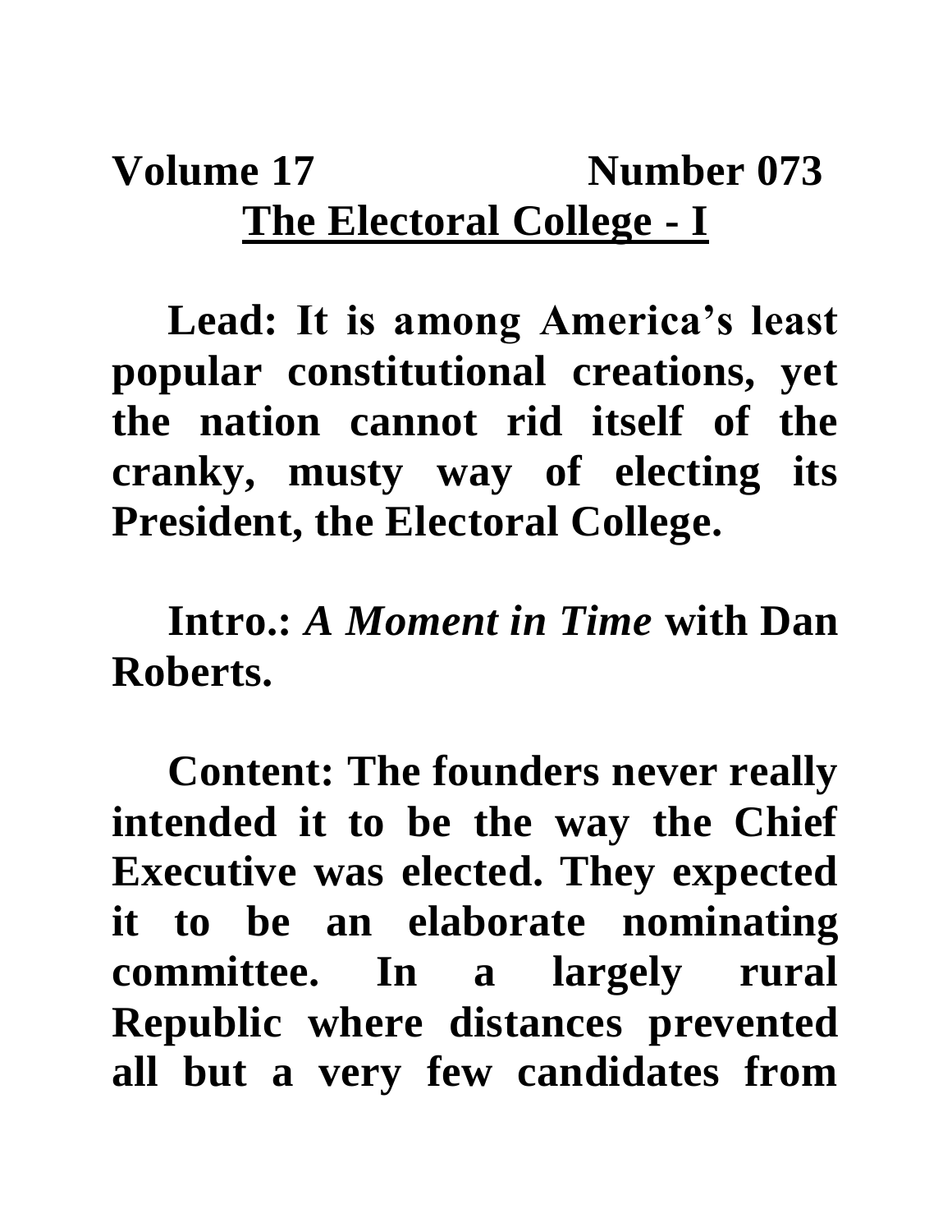**Volume 17 Number 073**

## The Electoral College - I

**Lead: It is among America's least popular constitutional creations, yet the nation cannot rid itself of the cranky, musty way of electing its President, the Electoral College.**

**Intro.:** ***A Moment in Time*** **with Dan Roberts.**

**Content: The founders never really intended it to be the way the Chief Executive was elected. They expected it to be an elaborate nominating committee. In a largely rural Republic where distances prevented all but a very few candidates from**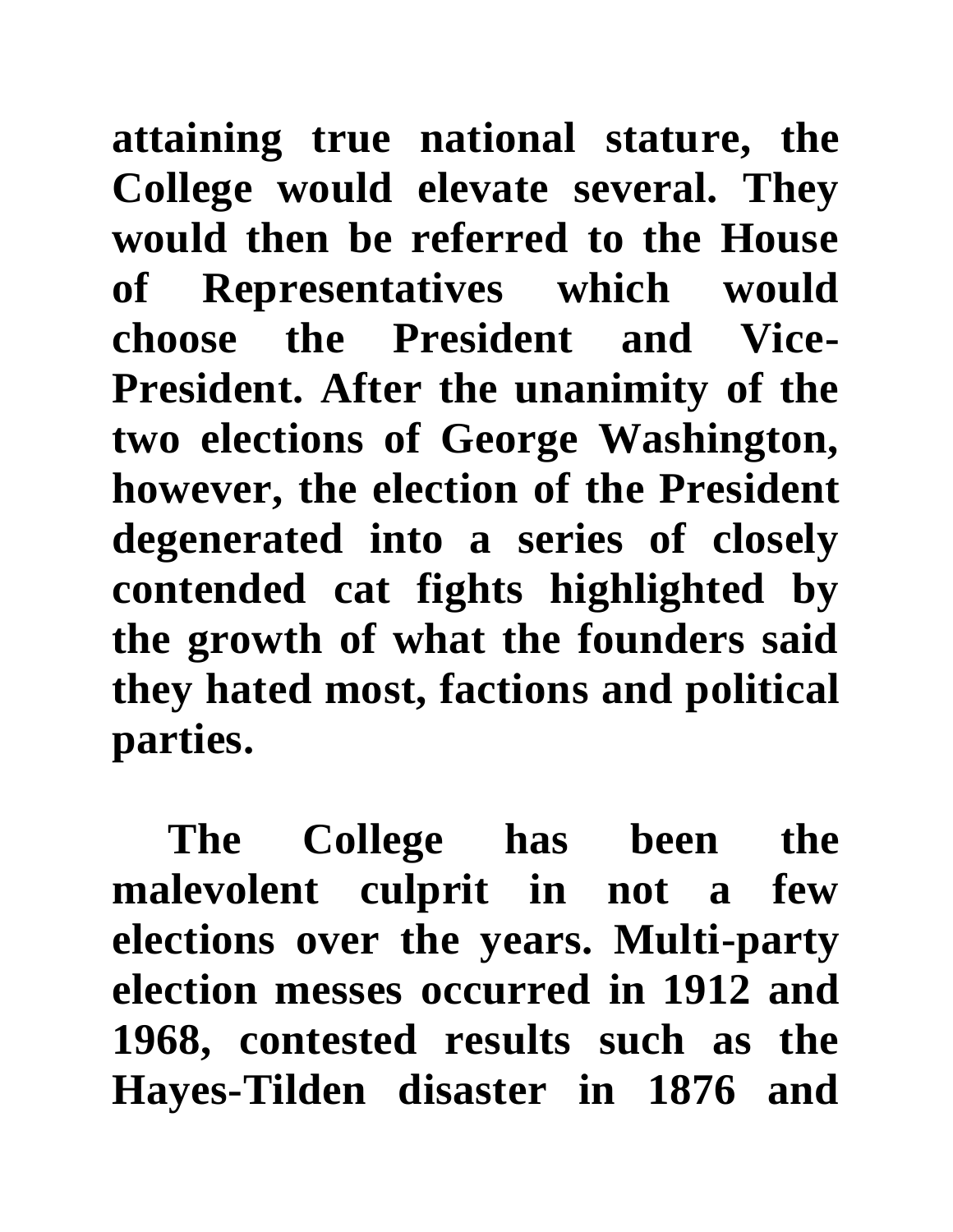attaining true national stature, the College would elevate several. They would then be referred to the House of Representatives which would choose the President and Vice-President. After the unanimity of the two elections of George Washington, however, the election of the President degenerated into a series of closely contended cat fights highlighted by the growth of what the founders said they hated most, factions and political parties.

The College has been the malevolent culprit in not a few elections over the years. Multi-party election messes occurred in 1912 and 1968, contested results such as the Hayes-Tilden disaster in 1876 and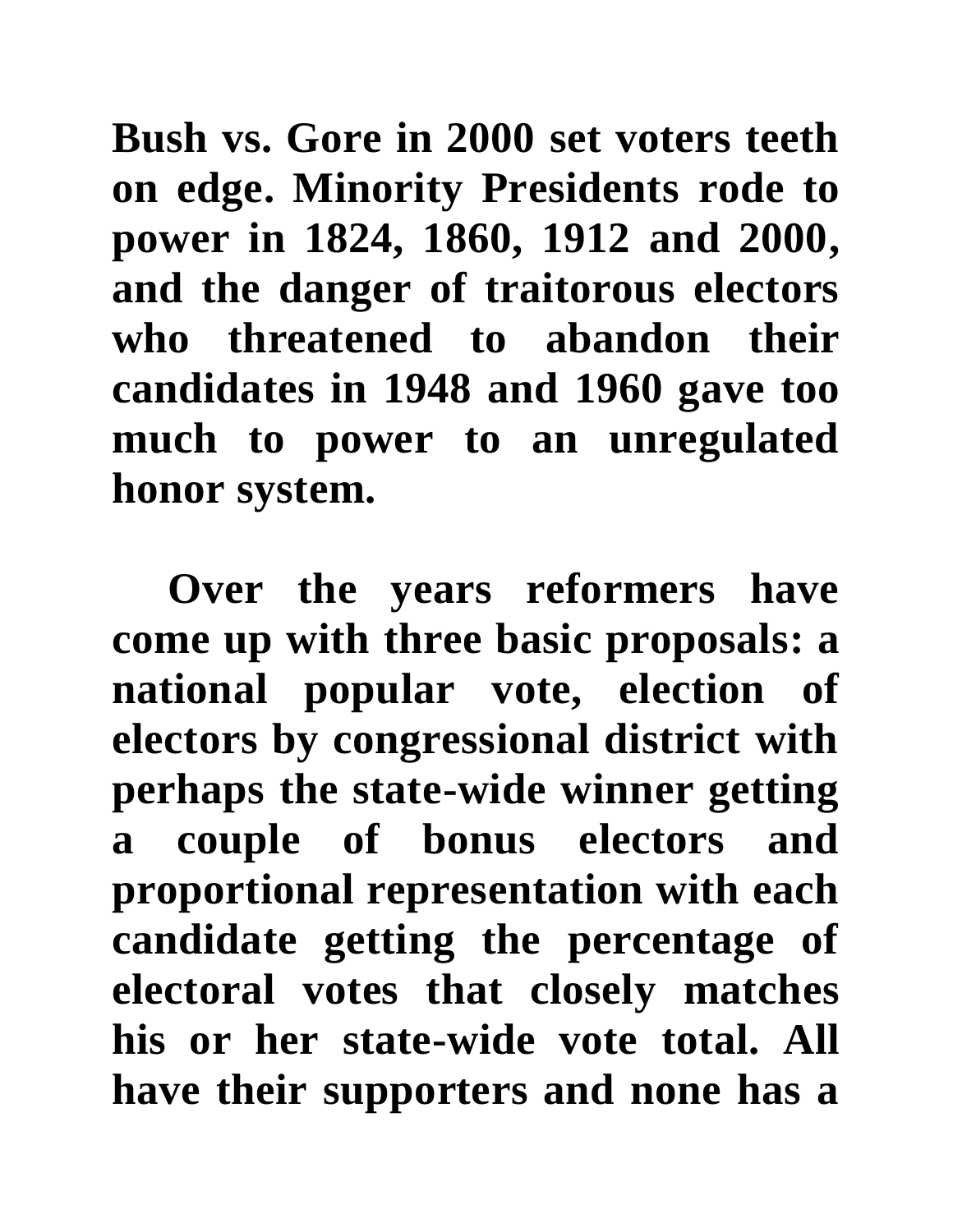**Bush vs. Gore in 2000 set voters teeth on edge. Minority Presidents rode to power in 1824, 1860, 1912 and 2000, and the danger of traitorous electors who threatened to abandon their candidates in 1948 and 1960 gave too much to power to an unregulated honor system.**

**Over the years reformers have come up with three basic proposals: a national popular vote, election of electors by congressional district with perhaps the state-wide winner getting a couple of bonus electors and proportional representation with each candidate getting the percentage of electoral votes that closely matches his or her state-wide vote total. All have their supporters and none has a**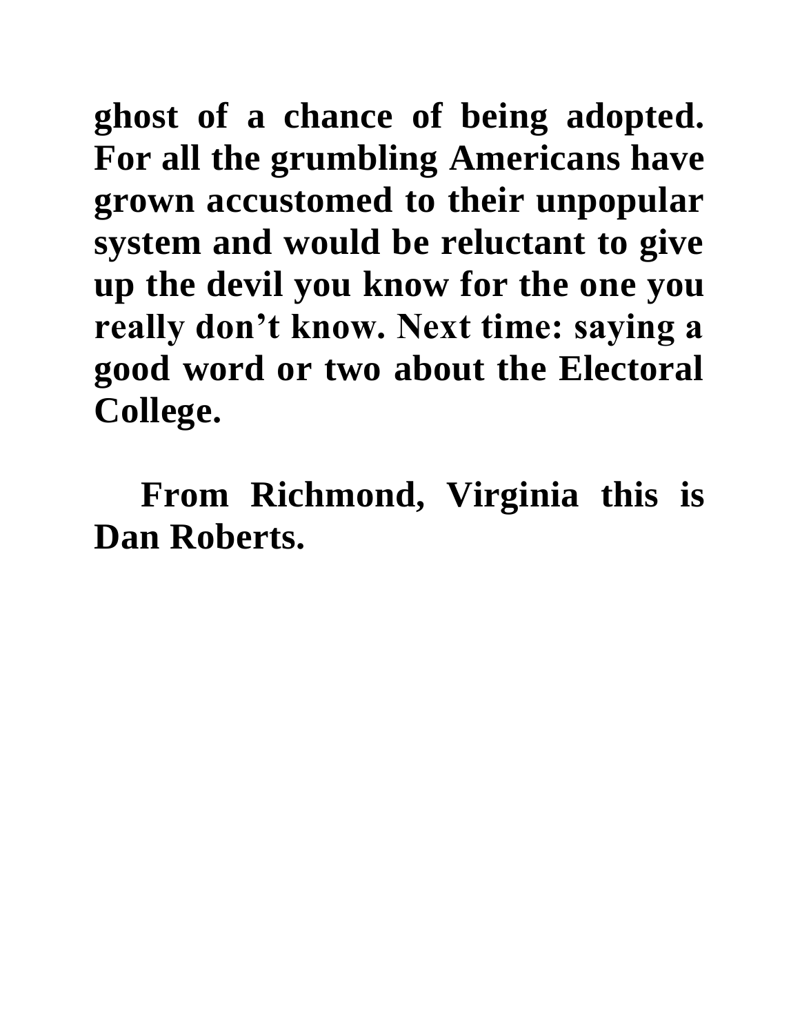**ghost of a chance of being adopted. For all the grumbling Americans have grown accustomed to their unpopular system and would be reluctant to give up the devil you know for the one you really don't know. Next time: saying a good word or two about the Electoral College.**

**From Richmond, Virginia this is Dan Roberts.**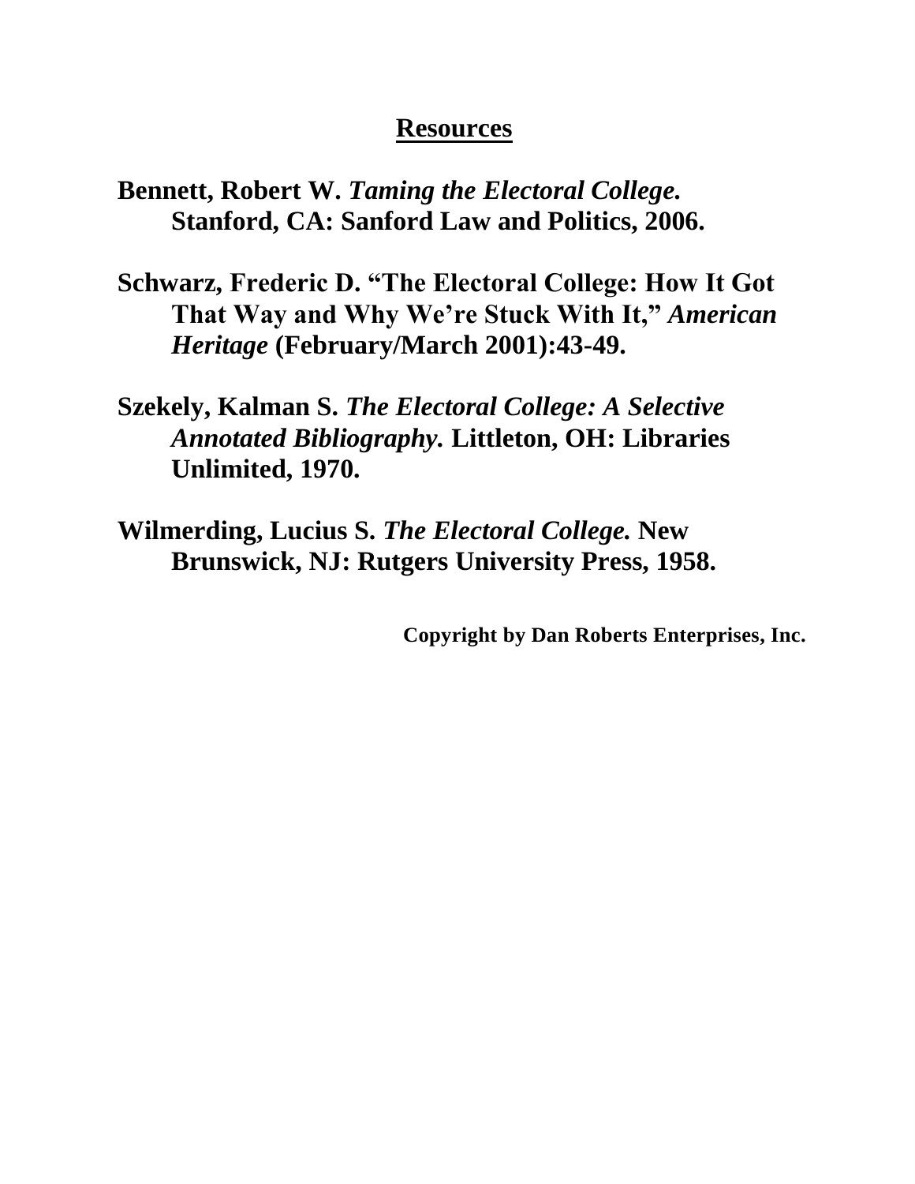## Resources

**Bennett, Robert W. *Taming the Electoral College.* Stanford, CA: Sanford Law and Politics, 2006.**

**Schwarz, Frederic D. "The Electoral College: How It Got That Way and Why We're Stuck With It," *American Heritage* (February/March 2001):43-49.**

**Szekely, Kalman S. *The Electoral College: A Selective Annotated Bibliography.* Littleton, OH: Libraries Unlimited, 1970.**

**Wilmerding, Lucius S. *The Electoral College.* New Brunswick, NJ: Rutgers University Press, 1958.**

**Copyright by Dan Roberts Enterprises, Inc.**